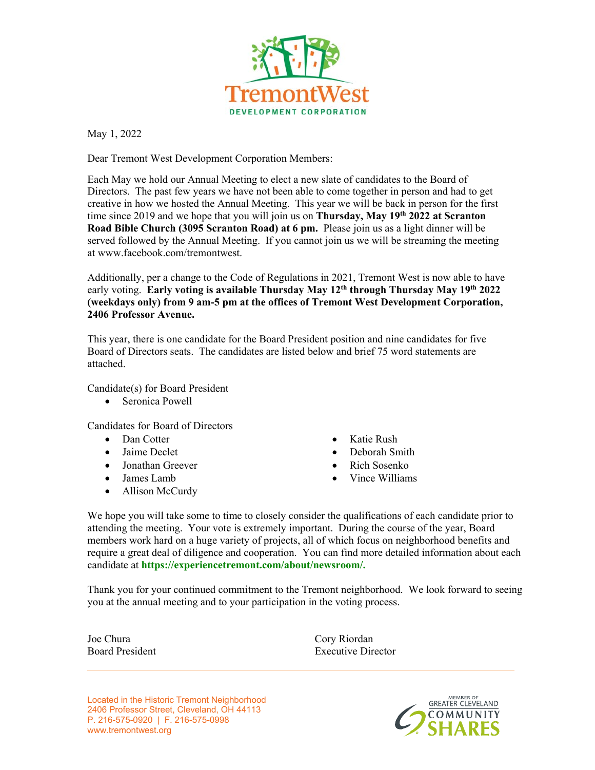TremontWest
DEVELOPMENT CORPORATION

May 1, 2022

Dear Tremont West Development Corporation Members:

Each May we hold our Annual Meeting to elect a new slate of candidates to the Board of Directors. The past few years we have not been able to come together in person and had to get creative in how we hosted the Annual Meeting. This year we will be back in person for the first time since 2019 and we hope that you will join us on **Thursday, May 19th 2022 at Scranton Road Bible Church (3095 Scranton Road) at 6 pm.** Please join us as a light dinner will be served followed by the Annual Meeting. If you cannot join us we will be streaming the meeting at www.facebook.com/tremontwest.

Additionally, per a change to the Code of Regulations in 2021, Tremont West is now able to have early voting. **Early voting is available Thursday May 12th through Thursday May 19th 2022 (weekdays only) from 9 am-5 pm at the offices of Tremont West Development Corporation, 2406 Professor Avenue.**

This year, there is one candidate for the Board President position and nine candidates for five Board of Directors seats. The candidates are listed below and brief 75 word statements are attached.

Candidate(s) for Board President

- Seronica Powell

Candidates for Board of Directors

- Dan Cotter
- Jaime Declet
- Jonathan Greever
- James Lamb
- Allison McCurdy
- Katie Rush
- Deborah Smith
- Rich Sosenko
- Vince Williams

We hope you will take some to time to closely consider the qualifications of each candidate prior to attending the meeting. Your vote is extremely important. During the course of the year, Board members work hard on a huge variety of projects, all of which focus on neighborhood benefits and require a great deal of diligence and cooperation. You can find more detailed information about each candidate at **https://experiencetremont.com/about/newsroom/.**

Thank you for your continued commitment to the Tremont neighborhood. We look forward to seeing you at the annual meeting and to your participation in the voting process.

Joe Chura
Board President

Cory Riordan
Executive Director

Located in the Historic Tremont Neighborhood
2406 Professor Street, Cleveland, OH 44113
P. 216-575-0920 | F. 216-575-0998
www.tremontwest.org

MEMBER OF GREATER CLEVELAND COMMUNITY SHARES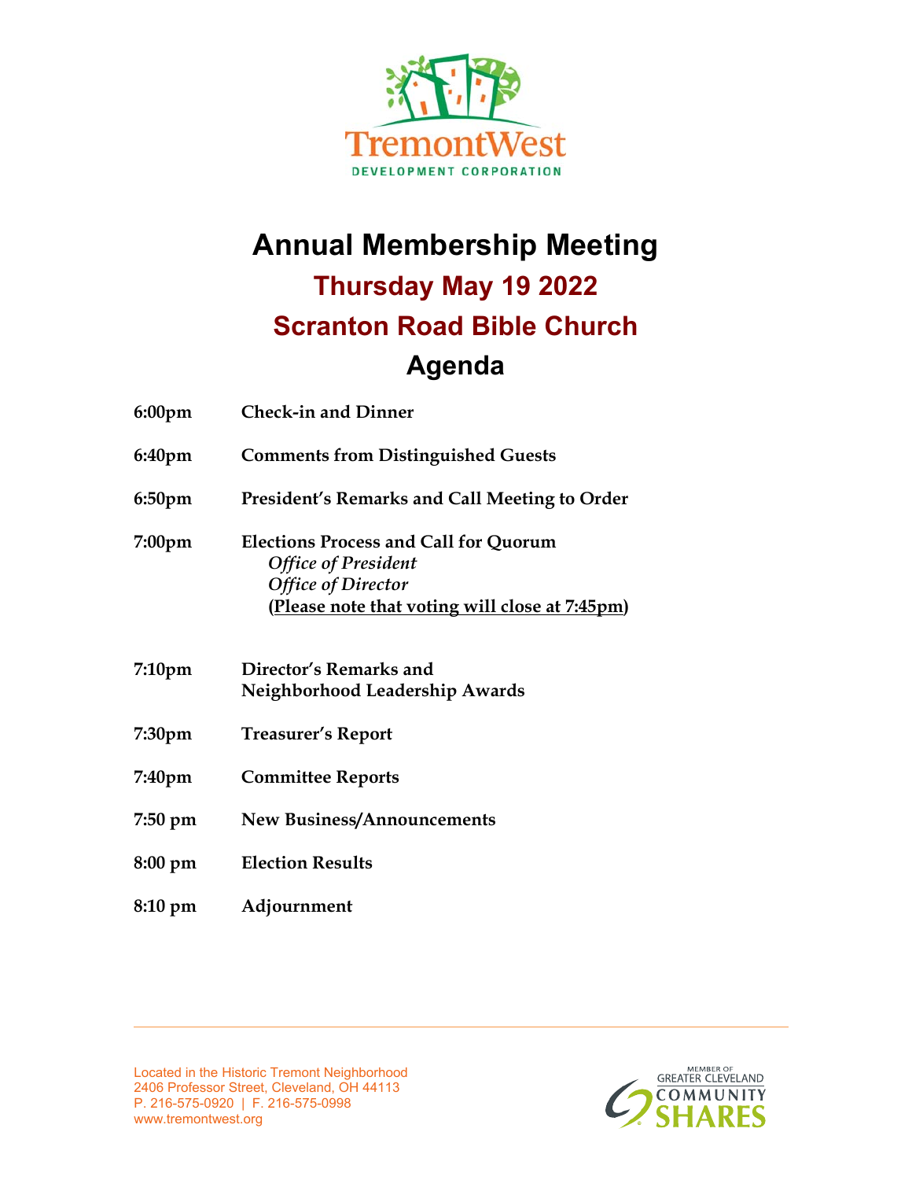# Annual Membership Meeting

## Thursday May 19 2022

## Scranton Road Bible Church

## Agenda

| | |
|---|---|
| **6:00pm** | **Check-in and Dinner** |
| **6:40pm** | **Comments from Distinguished Guests** |
| **6:50pm** | **President's Remarks and Call Meeting to Order** |
| **7:00pm** | **Elections Process and Call for Quorum**<br>***Office of President***<br>***Office of Director***<br>**(<u>Please note that voting will close at 7:45pm</u>)** |
| **7:10pm** | **Director's Remarks and Neighborhood Leadership Awards** |
| **7:30pm** | **Treasurer's Report** |
| **7:40pm** | **Committee Reports** |
| **7:50 pm** | **New Business/Announcements** |
| **8:00 pm** | **Election Results** |
| **8:10 pm** | **Adjournment** |

Located in the Historic Tremont Neighborhood
2406 Professor Street, Cleveland, OH 44113
P. 216-575-0920 | F. 216-575-0998
www.tremontwest.org

MEMBER OF GREATER CLEVELAND COMMUNITY SHARES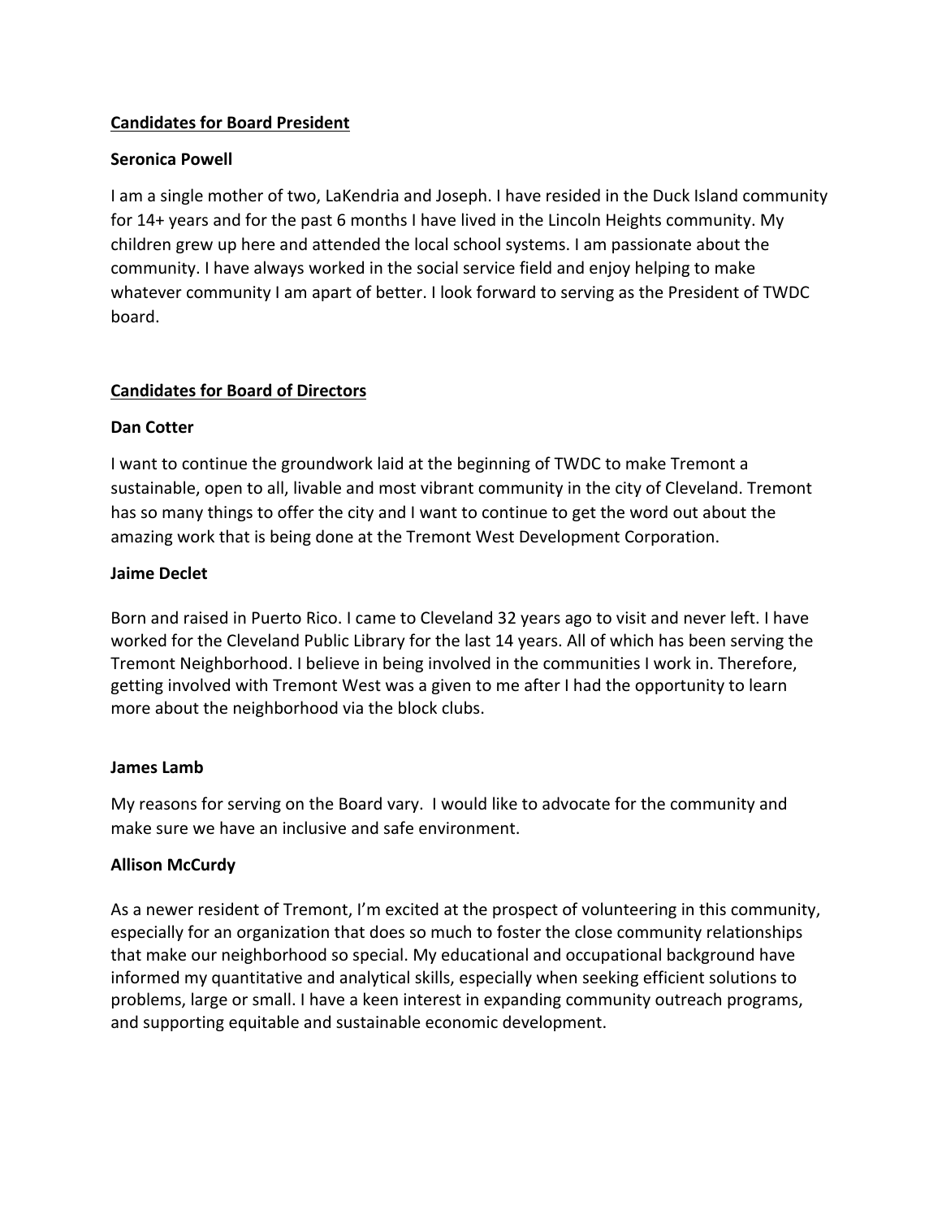## Candidates for Board President

### Seronica Powell

I am a single mother of two, LaKendria and Joseph. I have resided in the Duck Island community for 14+ years and for the past 6 months I have lived in the Lincoln Heights community. My children grew up here and attended the local school systems. I am passionate about the community. I have always worked in the social service field and enjoy helping to make whatever community I am apart of better. I look forward to serving as the President of TWDC board.

## Candidates for Board of Directors

### Dan Cotter

I want to continue the groundwork laid at the beginning of TWDC to make Tremont a sustainable, open to all, livable and most vibrant community in the city of Cleveland. Tremont has so many things to offer the city and I want to continue to get the word out about the amazing work that is being done at the Tremont West Development Corporation.

### Jaime Declet

Born and raised in Puerto Rico. I came to Cleveland 32 years ago to visit and never left. I have worked for the Cleveland Public Library for the last 14 years. All of which has been serving the Tremont Neighborhood. I believe in being involved in the communities I work in. Therefore, getting involved with Tremont West was a given to me after I had the opportunity to learn more about the neighborhood via the block clubs.

### James Lamb

My reasons for serving on the Board vary. I would like to advocate for the community and make sure we have an inclusive and safe environment.

### Allison McCurdy

As a newer resident of Tremont, I'm excited at the prospect of volunteering in this community, especially for an organization that does so much to foster the close community relationships that make our neighborhood so special. My educational and occupational background have informed my quantitative and analytical skills, especially when seeking efficient solutions to problems, large or small. I have a keen interest in expanding community outreach programs, and supporting equitable and sustainable economic development.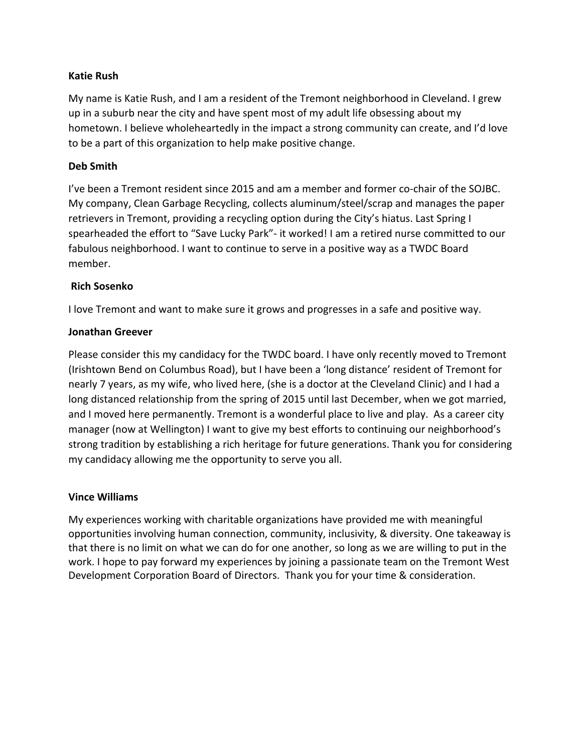**Katie Rush**

My name is Katie Rush, and I am a resident of the Tremont neighborhood in Cleveland. I grew up in a suburb near the city and have spent most of my adult life obsessing about my hometown. I believe wholeheartedly in the impact a strong community can create, and I'd love to be a part of this organization to help make positive change.

**Deb Smith**

I've been a Tremont resident since 2015 and am a member and former co-chair of the SOJBC. My company, Clean Garbage Recycling, collects aluminum/steel/scrap and manages the paper retrievers in Tremont, providing a recycling option during the City's hiatus. Last Spring I spearheaded the effort to "Save Lucky Park"- it worked! I am a retired nurse committed to our fabulous neighborhood. I want to continue to serve in a positive way as a TWDC Board member.

**Rich Sosenko**

I love Tremont and want to make sure it grows and progresses in a safe and positive way.

**Jonathan Greever**

Please consider this my candidacy for the TWDC board. I have only recently moved to Tremont (Irishtown Bend on Columbus Road), but I have been a 'long distance' resident of Tremont for nearly 7 years, as my wife, who lived here, (she is a doctor at the Cleveland Clinic) and I had a long distanced relationship from the spring of 2015 until last December, when we got married, and I moved here permanently. Tremont is a wonderful place to live and play. As a career city manager (now at Wellington) I want to give my best efforts to continuing our neighborhood's strong tradition by establishing a rich heritage for future generations. Thank you for considering my candidacy allowing me the opportunity to serve you all.

**Vince Williams**

My experiences working with charitable organizations have provided me with meaningful opportunities involving human connection, community, inclusivity, & diversity. One takeaway is that there is no limit on what we can do for one another, so long as we are willing to put in the work. I hope to pay forward my experiences by joining a passionate team on the Tremont West Development Corporation Board of Directors. Thank you for your time & consideration.